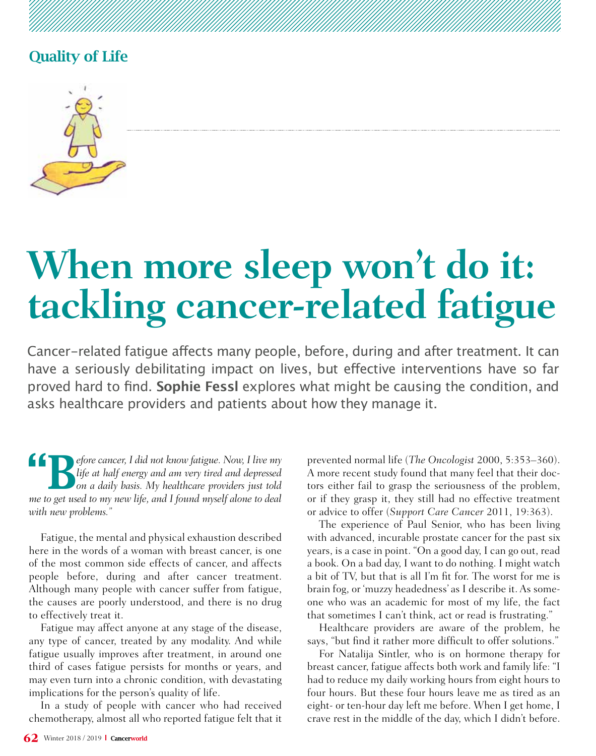## Quality of Life

# When more sleep won't do it: tackling cancer-related fatigue

Cancer-related fatigue affects many people, before, during and after treatment. It can have a seriously debilitating impact on lives, but effective interventions have so far proved hard to find. **Sophie Fessl** explores what might be causing the condition, and asks healthcare providers and patients about how they manage it.

*"Before cancer, I did not know fatigue. Now, I live my life at half energy and am very tired and depressed on a daily basis. My healthcare providers just told me to get used to my new life, and I found myself alone to deal with new problems."*

Fatigue, the mental and physical exhaustion described here in the words of a woman with breast cancer, is one of the most common side effects of cancer, and affects people before, during and after cancer treatment. Although many people with cancer suffer from fatigue, the causes are poorly understood, and there is no drug to effectively treat it.

Fatigue may affect anyone at any stage of the disease, any type of cancer, treated by any modality. And while fatigue usually improves after treatment, in around one third of cases fatigue persists for months or years, and may even turn into a chronic condition, with devastating implications for the person's quality of life.

In a study of people with cancer who had received chemotherapy, almost all who reported fatigue felt that it prevented normal life (*The Oncologist* 2000, 5:353–360). A more recent study found that many feel that their doctors either fail to grasp the seriousness of the problem, or if they grasp it, they still had no effective treatment or advice to offer (*Support Care Cancer* 2011, 19:363).

The experience of Paul Senior, who has been living with advanced, incurable prostate cancer for the past six years, is a case in point. "On a good day, I can go out, read a book. On a bad day, I want to do nothing. I might watch a bit of TV, but that is all I'm fit for. The worst for me is brain fog, or 'muzzy headedness' as I describe it. As someone who was an academic for most of my life, the fact that sometimes I can't think, act or read is frustrating."

Healthcare providers are aware of the problem, he says, "but find it rather more difficult to offer solutions."

For Natalija Sintler, who is on hormone therapy for breast cancer, fatigue affects both work and family life: "I had to reduce my daily working hours from eight hours to four hours. But these four hours leave me as tired as an eight- or ten-hour day left me before. When I get home, I crave rest in the middle of the day, which I didn't before.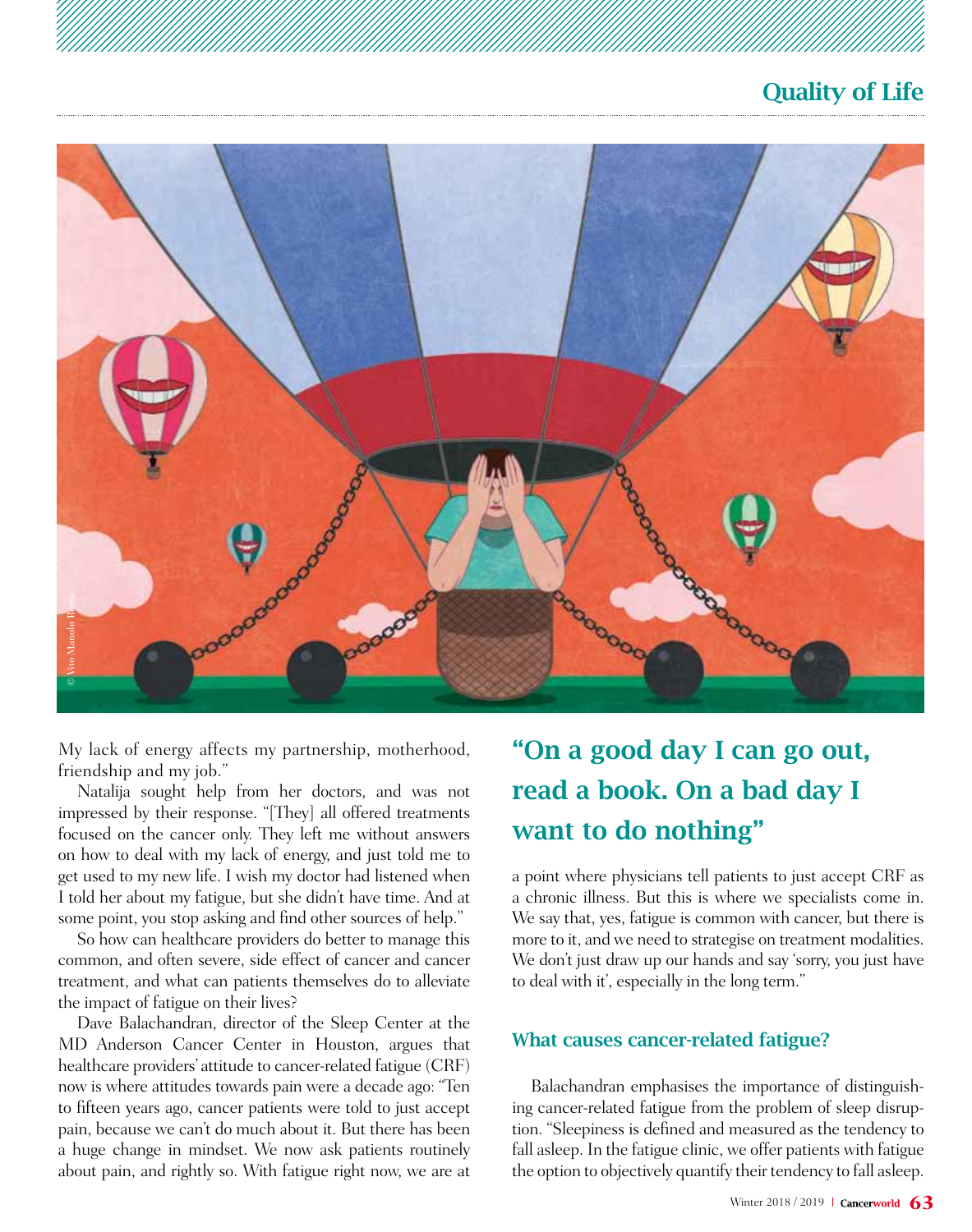My lack of energy affects my partnership, motherhood, friendship and my job."

Natalija sought help from her doctors, and was not impressed by their response. "[They] all offered treatments focused on the cancer only. They left me without answers on how to deal with my lack of energy, and just told me to get used to my new life. I wish my doctor had listened when I told her about my fatigue, but she didn't have time. And at some point, you stop asking and find other sources of help."

So how can healthcare providers do better to manage this common, and often severe, side effect of cancer and cancer treatment, and what can patients themselves do to alleviate the impact of fatigue on their lives?

Dave Balachandran, director of the Sleep Center at the MD Anderson Cancer Center in Houston, argues that healthcare providers' attitude to cancer-related fatigue (CRF) now is where attitudes towards pain were a decade ago: "Ten to fifteen years ago, cancer patients were told to just accept pain, because we can't do much about it. But there has been a huge change in mindset. We now ask patients routinely about pain, and rightly so. With fatigue right now, we are at a point where physicians tell patients to just accept CRF as a chronic illness. But this is where we specialists come in. We say that, yes, fatigue is common with cancer, but there is more to it, and we need to strategise on treatment modalities. We don't just draw up our hands and say 'sorry, you just have to deal with it', especially in the long term."

> **"On a good day I can go out, read a book. On a bad day I want to do nothing"**

### What causes cancer-related fatigue?

Balachandran emphasises the importance of distinguishing cancer-related fatigue from the problem of sleep disruption. "Sleepiness is defined and measured as the tendency to fall asleep. In the fatigue clinic, we offer patients with fatigue the option to objectively quantify their tendency to fall asleep.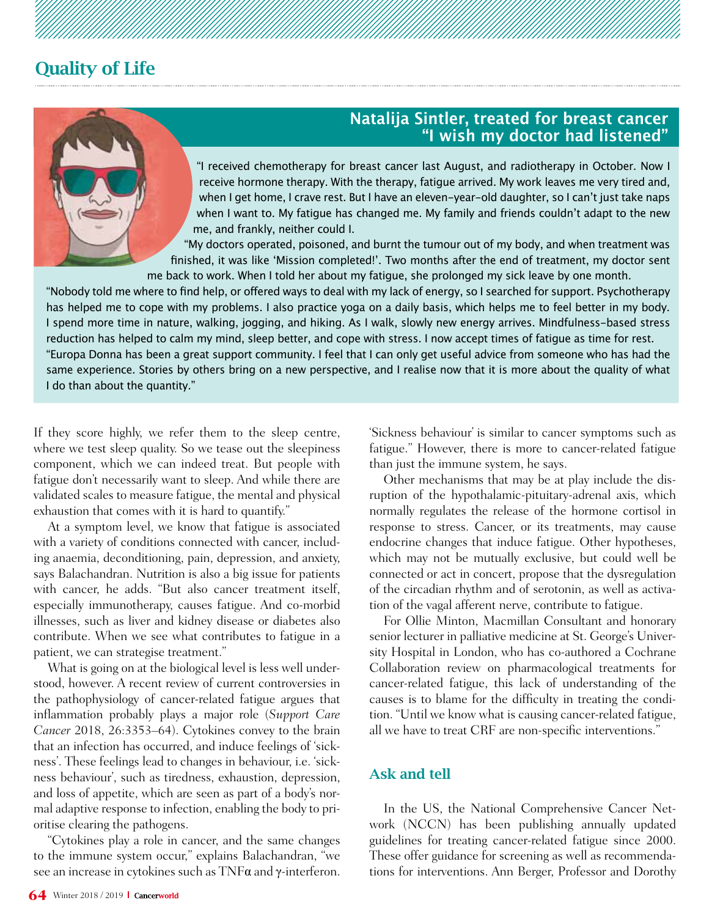## Quality of Life

### Natalija Sintler, treated for breast cancer
### "I wish my doctor had listened"

"I received chemotherapy for breast cancer last August, and radiotherapy in October. Now I receive hormone therapy. With the therapy, fatigue arrived. My work leaves me very tired and, when I get home, I crave rest. But I have an eleven-year-old daughter, so I can't just take naps when I want to. My fatigue has changed me. My family and friends couldn't adapt to the new me, and frankly, neither could I.

"My doctors operated, poisoned, and burnt the tumour out of my body, and when treatment was finished, it was like 'Mission completed!'. Two months after the end of treatment, my doctor sent me back to work. When I told her about my fatigue, she prolonged my sick leave by one month.

"Nobody told me where to find help, or offered ways to deal with my lack of energy, so I searched for support. Psychotherapy has helped me to cope with my problems. I also practice yoga on a daily basis, which helps me to feel better in my body. I spend more time in nature, walking, jogging, and hiking. As I walk, slowly new energy arrives. Mindfulness-based stress reduction has helped to calm my mind, sleep better, and cope with stress. I now accept times of fatigue as time for rest.

"Europa Donna has been a great support community. I feel that I can only get useful advice from someone who has had the same experience. Stories by others bring on a new perspective, and I realise now that it is more about the quality of what I do than about the quantity."

If they score highly, we refer them to the sleep centre, where we test sleep quality. So we tease out the sleepiness component, which we can indeed treat. But people with fatigue don't necessarily want to sleep. And while there are validated scales to measure fatigue, the mental and physical exhaustion that comes with it is hard to quantify."

At a symptom level, we know that fatigue is associated with a variety of conditions connected with cancer, including anaemia, deconditioning, pain, depression, and anxiety, says Balachandran. Nutrition is also a big issue for patients with cancer, he adds. "But also cancer treatment itself, especially immunotherapy, causes fatigue. And co-morbid illnesses, such as liver and kidney disease or diabetes also contribute. When we see what contributes to fatigue in a patient, we can strategise treatment."

What is going on at the biological level is less well understood, however. A recent review of current controversies in the pathophysiology of cancer-related fatigue argues that inflammation probably plays a major role (*Support Care Cancer* 2018, 26:3353–64). Cytokines convey to the brain that an infection has occurred, and induce feelings of 'sickness'. These feelings lead to changes in behaviour, i.e. 'sickness behaviour', such as tiredness, exhaustion, depression, and loss of appetite, which are seen as part of a body's normal adaptive response to infection, enabling the body to prioritise clearing the pathogens.

"Cytokines play a role in cancer, and the same changes to the immune system occur," explains Balachandran, "we see an increase in cytokines such as TNFα and γ-interferon. 'Sickness behaviour' is similar to cancer symptoms such as fatigue." However, there is more to cancer-related fatigue than just the immune system, he says.

Other mechanisms that may be at play include the disruption of the hypothalamic-pituitary-adrenal axis, which normally regulates the release of the hormone cortisol in response to stress. Cancer, or its treatments, may cause endocrine changes that induce fatigue. Other hypotheses, which may not be mutually exclusive, but could well be connected or act in concert, propose that the dysregulation of the circadian rhythm and of serotonin, as well as activation of the vagal afferent nerve, contribute to fatigue.

For Ollie Minton, Macmillan Consultant and honorary senior lecturer in palliative medicine at St. George's University Hospital in London, who has co-authored a Cochrane Collaboration review on pharmacological treatments for cancer-related fatigue, this lack of understanding of the causes is to blame for the difficulty in treating the condition. "Until we know what is causing cancer-related fatigue, all we have to treat CRF are non-specific interventions."

### Ask and tell

In the US, the National Comprehensive Cancer Network (NCCN) has been publishing annually updated guidelines for treating cancer-related fatigue since 2000. These offer guidance for screening as well as recommendations for interventions. Ann Berger, Professor and Dorothy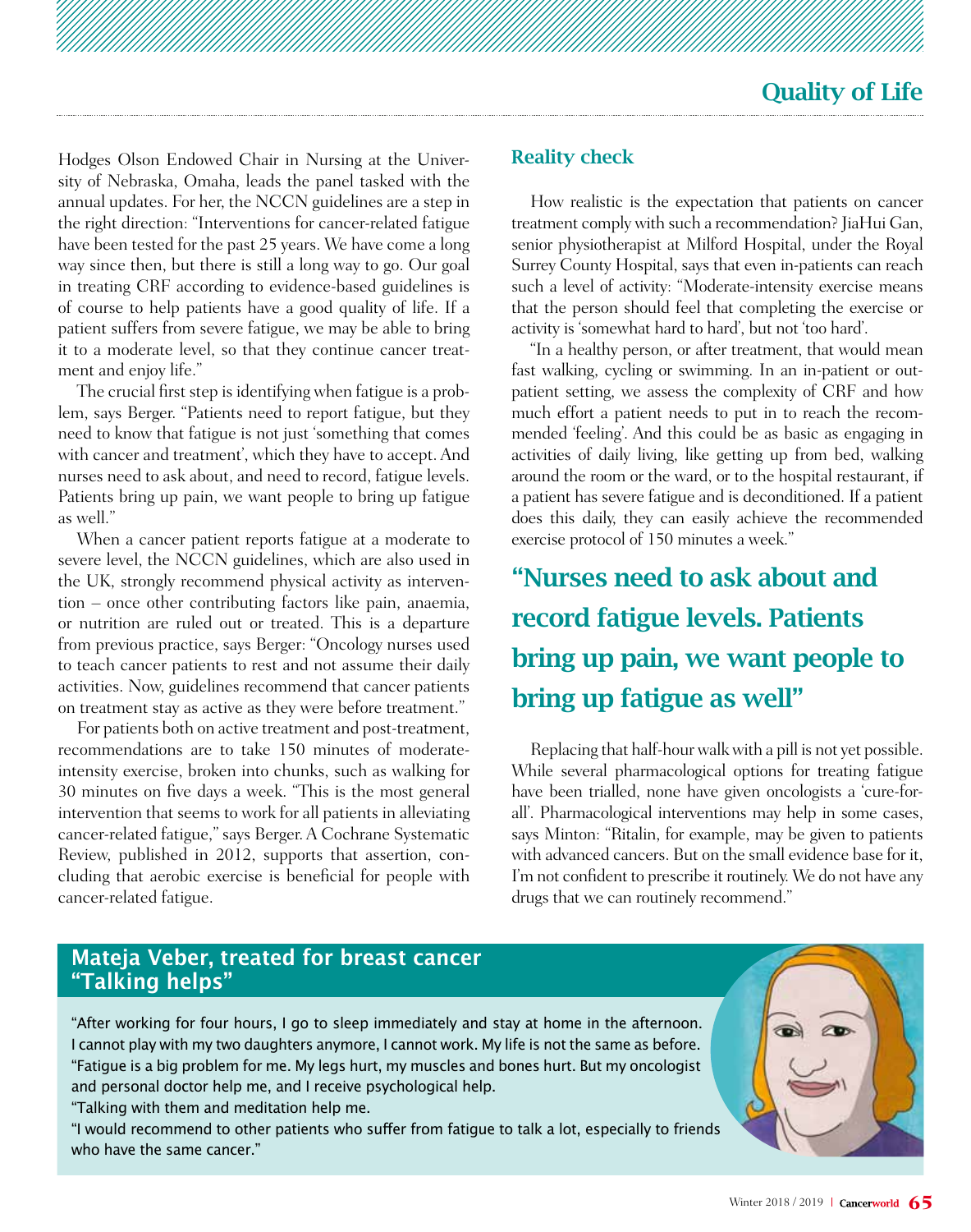Hodges Olson Endowed Chair in Nursing at the University of Nebraska, Omaha, leads the panel tasked with the annual updates. For her, the NCCN guidelines are a step in the right direction: "Interventions for cancer-related fatigue have been tested for the past 25 years. We have come a long way since then, but there is still a long way to go. Our goal in treating CRF according to evidence-based guidelines is of course to help patients have a good quality of life. If a patient suffers from severe fatigue, we may be able to bring it to a moderate level, so that they continue cancer treatment and enjoy life."

The crucial first step is identifying when fatigue is a problem, says Berger. "Patients need to report fatigue, but they need to know that fatigue is not just 'something that comes with cancer and treatment', which they have to accept. And nurses need to ask about, and need to record, fatigue levels. Patients bring up pain, we want people to bring up fatigue as well."

When a cancer patient reports fatigue at a moderate to severe level, the NCCN guidelines, which are also used in the UK, strongly recommend physical activity as intervention – once other contributing factors like pain, anaemia, or nutrition are ruled out or treated. This is a departure from previous practice, says Berger: "Oncology nurses used to teach cancer patients to rest and not assume their daily activities. Now, guidelines recommend that cancer patients on treatment stay as active as they were before treatment."

For patients both on active treatment and post-treatment, recommendations are to take 150 minutes of moderate-intensity exercise, broken into chunks, such as walking for 30 minutes on five days a week. "This is the most general intervention that seems to work for all patients in alleviating cancer-related fatigue," says Berger. A Cochrane Systematic Review, published in 2012, supports that assertion, concluding that aerobic exercise is beneficial for people with cancer-related fatigue.

## Reality check

How realistic is the expectation that patients on cancer treatment comply with such a recommendation? JiaHui Gan, senior physiotherapist at Milford Hospital, under the Royal Surrey County Hospital, says that even in-patients can reach such a level of activity: "Moderate-intensity exercise means that the person should feel that completing the exercise or activity is 'somewhat hard to hard', but not 'too hard'.

"In a healthy person, or after treatment, that would mean fast walking, cycling or swimming. In an in-patient or outpatient setting, we assess the complexity of CRF and how much effort a patient needs to put in to reach the recommended 'feeling'. And this could be as basic as engaging in activities of daily living, like getting up from bed, walking around the room or the ward, or to the hospital restaurant, if a patient has severe fatigue and is deconditioned. If a patient does this daily, they can easily achieve the recommended exercise protocol of 150 minutes a week."

> **"Nurses need to ask about and record fatigue levels. Patients bring up pain, we want people to bring up fatigue as well"**

Replacing that half-hour walk with a pill is not yet possible. While several pharmacological options for treating fatigue have been trialled, none have given oncologists a 'cure-for-all'. Pharmacological interventions may help in some cases, says Minton: "Ritalin, for example, may be given to patients with advanced cancers. But on the small evidence base for it, I'm not confident to prescribe it routinely. We do not have any drugs that we can routinely recommend."

### Mateja Veber, treated for breast cancer "Talking helps"

"After working for four hours, I go to sleep immediately and stay at home in the afternoon. I cannot play with my two daughters anymore, I cannot work. My life is not the same as before.

"Fatigue is a big problem for me. My legs hurt, my muscles and bones hurt. But my oncologist and personal doctor help me, and I receive psychological help.

"Talking with them and meditation help me.

"I would recommend to other patients who suffer from fatigue to talk a lot, especially to friends who have the same cancer."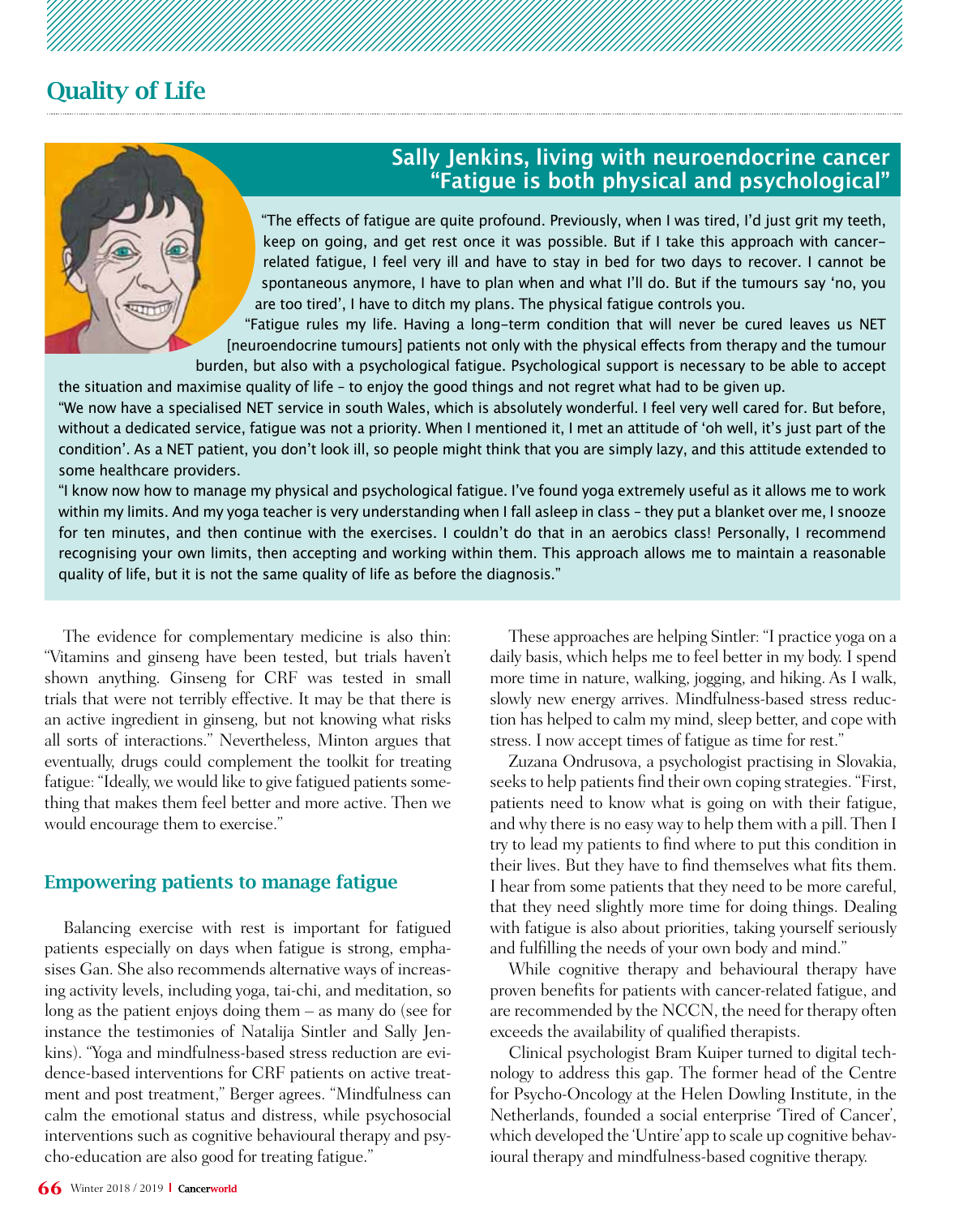## Quality of Life

### Sally Jenkins, living with neuroendocrine cancer "Fatigue is both physical and psychological"

"The effects of fatigue are quite profound. Previously, when I was tired, I'd just grit my teeth, keep on going, and get rest once it was possible. But if I take this approach with cancer-related fatigue, I feel very ill and have to stay in bed for two days to recover. I cannot be spontaneous anymore, I have to plan when and what I'll do. But if the tumours say 'no, you are too tired', I have to ditch my plans. The physical fatigue controls you.

"Fatigue rules my life. Having a long-term condition that will never be cured leaves us NET [neuroendocrine tumours] patients not only with the physical effects from therapy and the tumour burden, but also with a psychological fatigue. Psychological support is necessary to be able to accept the situation and maximise quality of life – to enjoy the good things and not regret what had to be given up.

"We now have a specialised NET service in south Wales, which is absolutely wonderful. I feel very well cared for. But before, without a dedicated service, fatigue was not a priority. When I mentioned it, I met an attitude of 'oh well, it's just part of the condition'. As a NET patient, you don't look ill, so people might think that you are simply lazy, and this attitude extended to some healthcare providers.

"I know now how to manage my physical and psychological fatigue. I've found yoga extremely useful as it allows me to work within my limits. And my yoga teacher is very understanding when I fall asleep in class – they put a blanket over me, I snooze for ten minutes, and then continue with the exercises. I couldn't do that in an aerobics class! Personally, I recommend recognising your own limits, then accepting and working within them. This approach allows me to maintain a reasonable quality of life, but it is not the same quality of life as before the diagnosis."

The evidence for complementary medicine is also thin: "Vitamins and ginseng have been tested, but trials haven't shown anything. Ginseng for CRF was tested in small trials that were not terribly effective. It may be that there is an active ingredient in ginseng, but not knowing what risks all sorts of interactions." Nevertheless, Minton argues that eventually, drugs could complement the toolkit for treating fatigue: "Ideally, we would like to give fatigued patients something that makes them feel better and more active. Then we would encourage them to exercise."

### Empowering patients to manage fatigue

Balancing exercise with rest is important for fatigued patients especially on days when fatigue is strong, emphasises Gan. She also recommends alternative ways of increasing activity levels, including yoga, tai-chi, and meditation, so long as the patient enjoys doing them – as many do (see for instance the testimonies of Natalija Sintler and Sally Jenkins). "Yoga and mindfulness-based stress reduction are evidence-based interventions for CRF patients on active treatment and post treatment," Berger agrees. "Mindfulness can calm the emotional status and distress, while psychosocial interventions such as cognitive behavioural therapy and psycho-education are also good for treating fatigue."

These approaches are helping Sintler: "I practice yoga on a daily basis, which helps me to feel better in my body. I spend more time in nature, walking, jogging, and hiking. As I walk, slowly new energy arrives. Mindfulness-based stress reduction has helped to calm my mind, sleep better, and cope with stress. I now accept times of fatigue as time for rest."

Zuzana Ondrusova, a psychologist practising in Slovakia, seeks to help patients find their own coping strategies. "First, patients need to know what is going on with their fatigue, and why there is no easy way to help them with a pill. Then I try to lead my patients to find where to put this condition in their lives. But they have to find themselves what fits them. I hear from some patients that they need to be more careful, that they need slightly more time for doing things. Dealing with fatigue is also about priorities, taking yourself seriously and fulfilling the needs of your own body and mind."

While cognitive therapy and behavioural therapy have proven benefits for patients with cancer-related fatigue, and are recommended by the NCCN, the need for therapy often exceeds the availability of qualified therapists.

Clinical psychologist Bram Kuiper turned to digital technology to address this gap. The former head of the Centre for Psycho-Oncology at the Helen Dowling Institute, in the Netherlands, founded a social enterprise 'Tired of Cancer', which developed the 'Untire' app to scale up cognitive behavioural therapy and mindfulness-based cognitive therapy.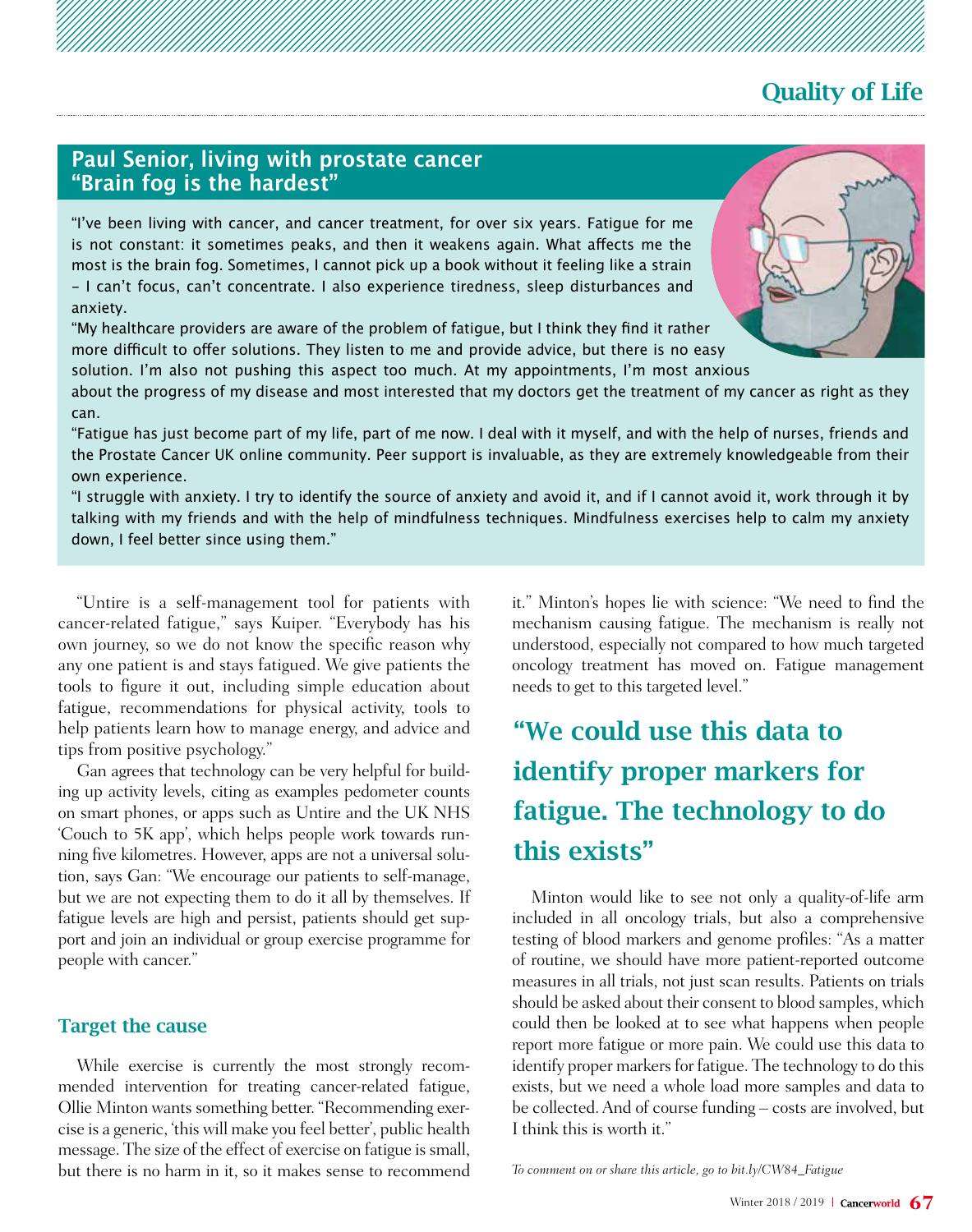## Paul Senior, living with prostate cancer
## "Brain fog is the hardest"

"I've been living with cancer, and cancer treatment, for over six years. Fatigue for me is not constant: it sometimes peaks, and then it weakens again. What affects me the most is the brain fog. Sometimes, I cannot pick up a book without it feeling like a strain – I can't focus, can't concentrate. I also experience tiredness, sleep disturbances and anxiety.

"My healthcare providers are aware of the problem of fatigue, but I think they find it rather more difficult to offer solutions. They listen to me and provide advice, but there is no easy solution. I'm also not pushing this aspect too much. At my appointments, I'm most anxious about the progress of my disease and most interested that my doctors get the treatment of my cancer as right as they can.

"Fatigue has just become part of my life, part of me now. I deal with it myself, and with the help of nurses, friends and the Prostate Cancer UK online community. Peer support is invaluable, as they are extremely knowledgeable from their own experience.

"I struggle with anxiety. I try to identify the source of anxiety and avoid it, and if I cannot avoid it, work through it by talking with my friends and with the help of mindfulness techniques. Mindfulness exercises help to calm my anxiety down, I feel better since using them."

"Untire is a self-management tool for patients with cancer-related fatigue," says Kuiper. "Everybody has his own journey, so we do not know the specific reason why any one patient is and stays fatigued. We give patients the tools to figure it out, including simple education about fatigue, recommendations for physical activity, tools to help patients learn how to manage energy, and advice and tips from positive psychology."

Gan agrees that technology can be very helpful for building up activity levels, citing as examples pedometer counts on smart phones, or apps such as Untire and the UK NHS 'Couch to 5K app', which helps people work towards running five kilometres. However, apps are not a universal solution, says Gan: "We encourage our patients to self-manage, but we are not expecting them to do it all by themselves. If fatigue levels are high and persist, patients should get support and join an individual or group exercise programme for people with cancer."

### Target the cause

While exercise is currently the most strongly recommended intervention for treating cancer-related fatigue, Ollie Minton wants something better. "Recommending exercise is a generic, 'this will make you feel better', public health message. The size of the effect of exercise on fatigue is small, but there is no harm in it, so it makes sense to recommend it." Minton's hopes lie with science: "We need to find the mechanism causing fatigue. The mechanism is really not understood, especially not compared to how much targeted oncology treatment has moved on. Fatigue management needs to get to this targeted level."

**"We could use this data to identify proper markers for fatigue. The technology to do this exists"**

Minton would like to see not only a quality-of-life arm included in all oncology trials, but also a comprehensive testing of blood markers and genome profiles: "As a matter of routine, we should have more patient-reported outcome measures in all trials, not just scan results. Patients on trials should be asked about their consent to blood samples, which could then be looked at to see what happens when people report more fatigue or more pain. We could use this data to identify proper markers for fatigue. The technology to do this exists, but we need a whole load more samples and data to be collected. And of course funding – costs are involved, but I think this is worth it."

*To comment on or share this article, go to bit.ly/CW84_Fatigue*